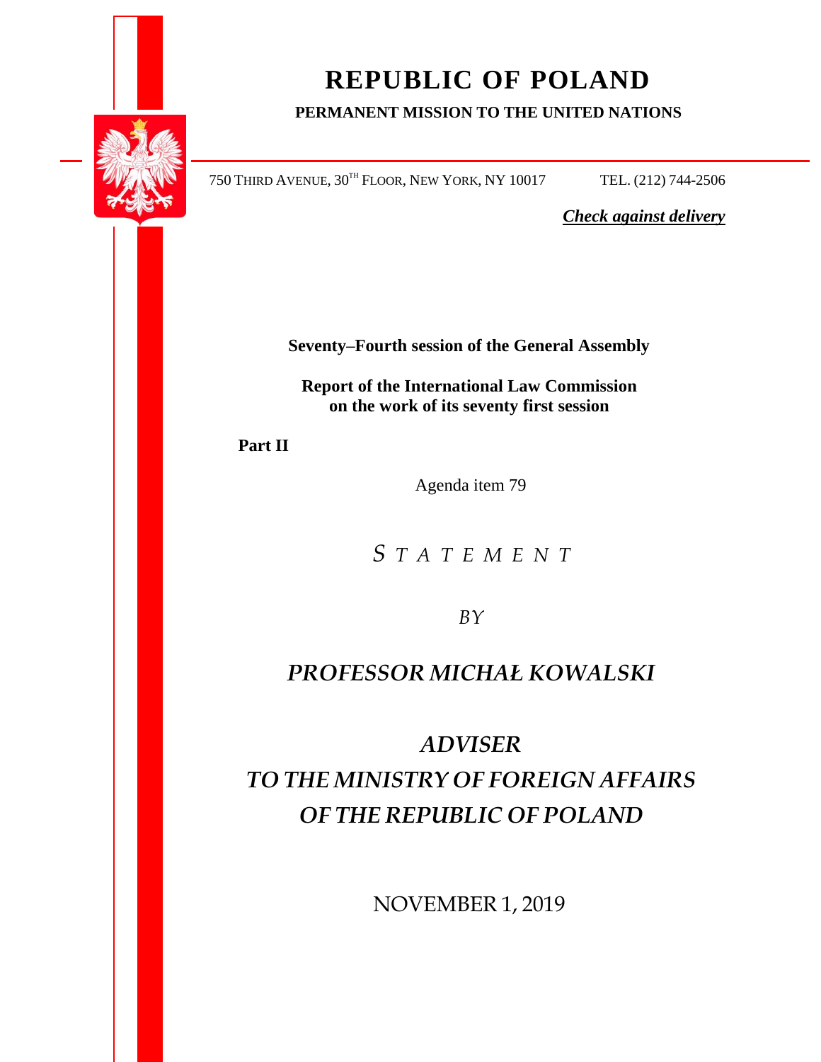# REPUBLIC OF POLAND

**PERMANENT MISSION TO THE UNITED NATIONS**

750 THIRD AVENUE, 30TH FLOOR, NEW YORK, NY 10017 TEL. (212) 744-2506

***Check against delivery***

**Seventy–Fourth session of the General Assembly**

**Report of the International Law Commission on the work of its seventy first session**

**Part II**

Agenda item 79

*STATEMENT*

*BY*

***PROFESSOR MICHAŁ KOWALSKI***

***ADVISER TO THE MINISTRY OF FOREIGN AFFAIRS OF THE REPUBLIC OF POLAND***

NOVEMBER 1, 2019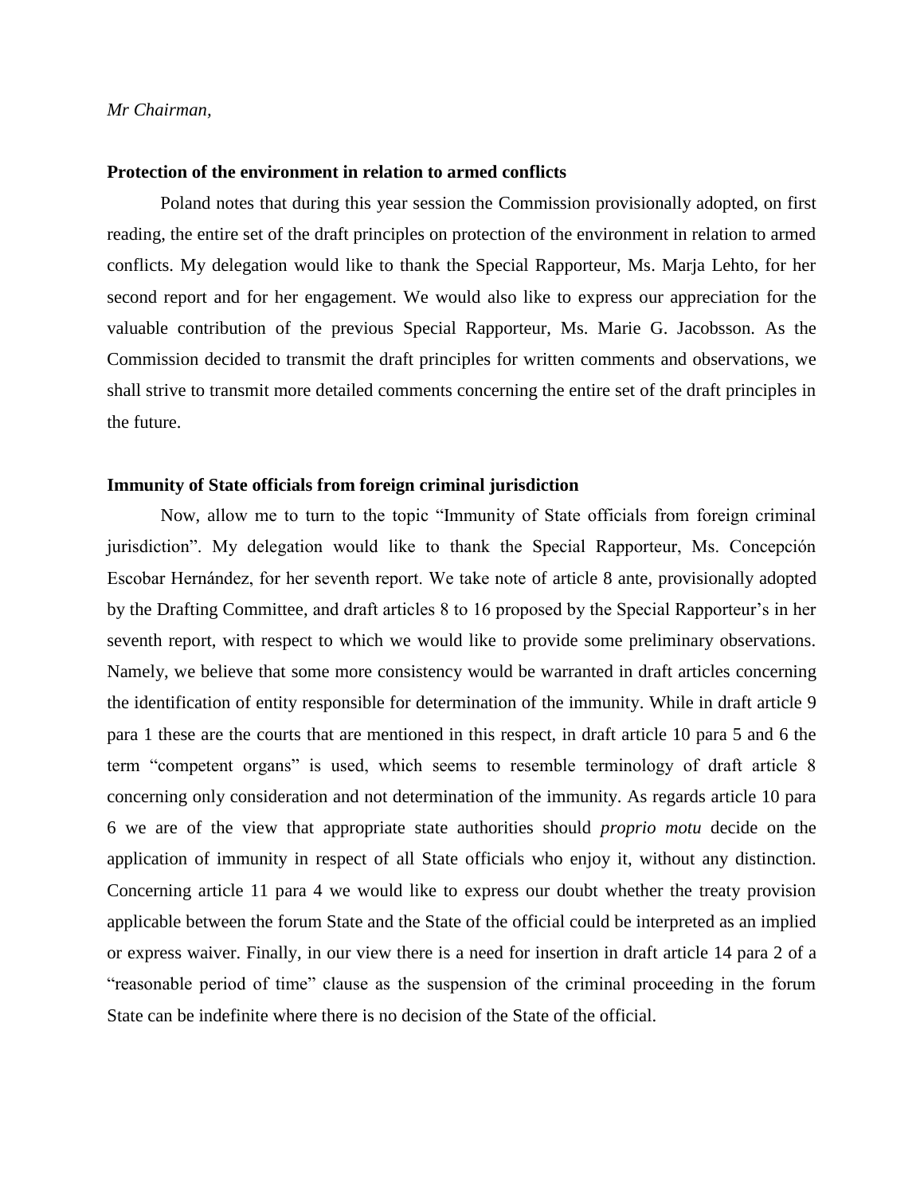*Mr Chairman,*

**Protection of the environment in relation to armed conflicts**

Poland notes that during this year session the Commission provisionally adopted, on first reading, the entire set of the draft principles on protection of the environment in relation to armed conflicts. My delegation would like to thank the Special Rapporteur, Ms. Marja Lehto, for her second report and for her engagement. We would also like to express our appreciation for the valuable contribution of the previous Special Rapporteur, Ms. Marie G. Jacobsson. As the Commission decided to transmit the draft principles for written comments and observations, we shall strive to transmit more detailed comments concerning the entire set of the draft principles in the future.

**Immunity of State officials from foreign criminal jurisdiction**

Now, allow me to turn to the topic "Immunity of State officials from foreign criminal jurisdiction". My delegation would like to thank the Special Rapporteur, Ms. Concepción Escobar Hernández, for her seventh report. We take note of article 8 ante, provisionally adopted by the Drafting Committee, and draft articles 8 to 16 proposed by the Special Rapporteur's in her seventh report, with respect to which we would like to provide some preliminary observations. Namely, we believe that some more consistency would be warranted in draft articles concerning the identification of entity responsible for determination of the immunity. While in draft article 9 para 1 these are the courts that are mentioned in this respect, in draft article 10 para 5 and 6 the term "competent organs" is used, which seems to resemble terminology of draft article 8 concerning only consideration and not determination of the immunity. As regards article 10 para 6 we are of the view that appropriate state authorities should *proprio motu* decide on the application of immunity in respect of all State officials who enjoy it, without any distinction. Concerning article 11 para 4 we would like to express our doubt whether the treaty provision applicable between the forum State and the State of the official could be interpreted as an implied or express waiver. Finally, in our view there is a need for insertion in draft article 14 para 2 of a "reasonable period of time" clause as the suspension of the criminal proceeding in the forum State can be indefinite where there is no decision of the State of the official.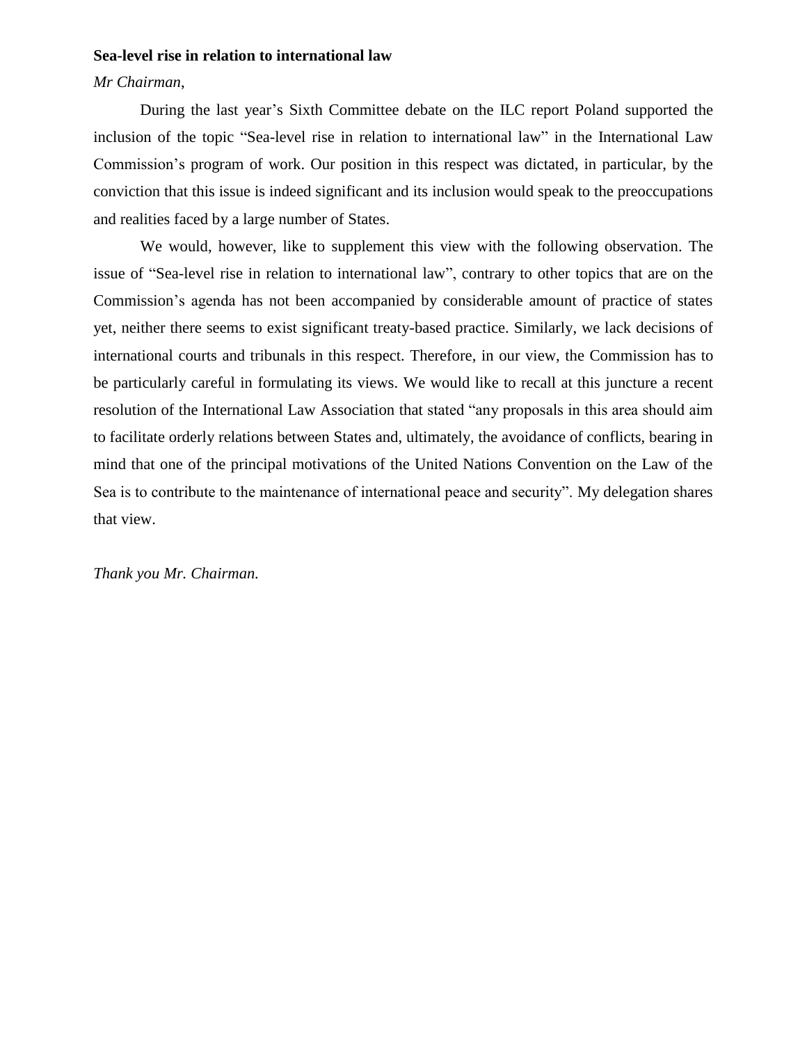**Sea-level rise in relation to international law**

*Mr Chairman*,

During the last year's Sixth Committee debate on the ILC report Poland supported the inclusion of the topic "Sea-level rise in relation to international law" in the International Law Commission's program of work. Our position in this respect was dictated, in particular, by the conviction that this issue is indeed significant and its inclusion would speak to the preoccupations and realities faced by a large number of States.

We would, however, like to supplement this view with the following observation. The issue of "Sea-level rise in relation to international law", contrary to other topics that are on the Commission's agenda has not been accompanied by considerable amount of practice of states yet, neither there seems to exist significant treaty-based practice. Similarly, we lack decisions of international courts and tribunals in this respect. Therefore, in our view, the Commission has to be particularly careful in formulating its views. We would like to recall at this juncture a recent resolution of the International Law Association that stated "any proposals in this area should aim to facilitate orderly relations between States and, ultimately, the avoidance of conflicts, bearing in mind that one of the principal motivations of the United Nations Convention on the Law of the Sea is to contribute to the maintenance of international peace and security". My delegation shares that view.

*Thank you Mr. Chairman.*